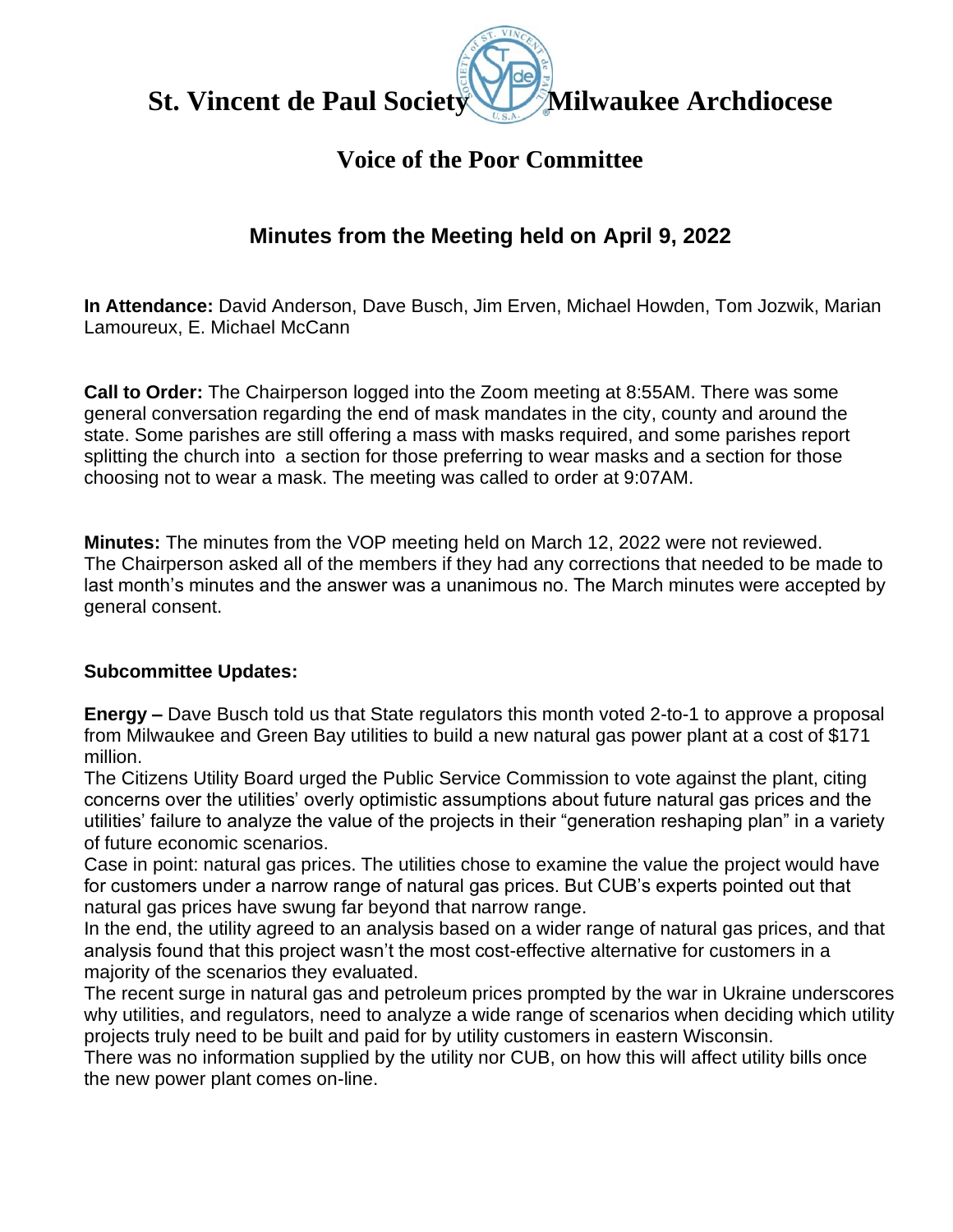# St. Vincent de Paul Society Milwaukee Archdiocese

## Voice of the Poor Committee

### Minutes from the Meeting held on April 9, 2022

**In Attendance:** David Anderson, Dave Busch, Jim Erven, Michael Howden, Tom Jozwik, Marian Lamoureux, E. Michael McCann

**Call to Order:** The Chairperson logged into the Zoom meeting at 8:55AM. There was some general conversation regarding the end of mask mandates in the city, county and around the state. Some parishes are still offering a mass with masks required, and some parishes report splitting the church into a section for those preferring to wear masks and a section for those choosing not to wear a mask. The meeting was called to order at 9:07AM.

**Minutes:** The minutes from the VOP meeting held on March 12, 2022 were not reviewed. The Chairperson asked all of the members if they had any corrections that needed to be made to last month's minutes and the answer was a unanimous no. The March minutes were accepted by general consent.

**Subcommittee Updates:**

**Energy –** Dave Busch told us that State regulators this month voted 2-to-1 to approve a proposal from Milwaukee and Green Bay utilities to build a new natural gas power plant at a cost of $171 million.
The Citizens Utility Board urged the Public Service Commission to vote against the plant, citing concerns over the utilities' overly optimistic assumptions about future natural gas prices and the utilities' failure to analyze the value of the projects in their "generation reshaping plan" in a variety of future economic scenarios.
Case in point: natural gas prices. The utilities chose to examine the value the project would have for customers under a narrow range of natural gas prices. But CUB's experts pointed out that natural gas prices have swung far beyond that narrow range.
In the end, the utility agreed to an analysis based on a wider range of natural gas prices, and that analysis found that this project wasn't the most cost-effective alternative for customers in a majority of the scenarios they evaluated.
The recent surge in natural gas and petroleum prices prompted by the war in Ukraine underscores why utilities, and regulators, need to analyze a wide range of scenarios when deciding which utility projects truly need to be built and paid for by utility customers in eastern Wisconsin.
There was no information supplied by the utility nor CUB, on how this will affect utility bills once the new power plant comes on-line.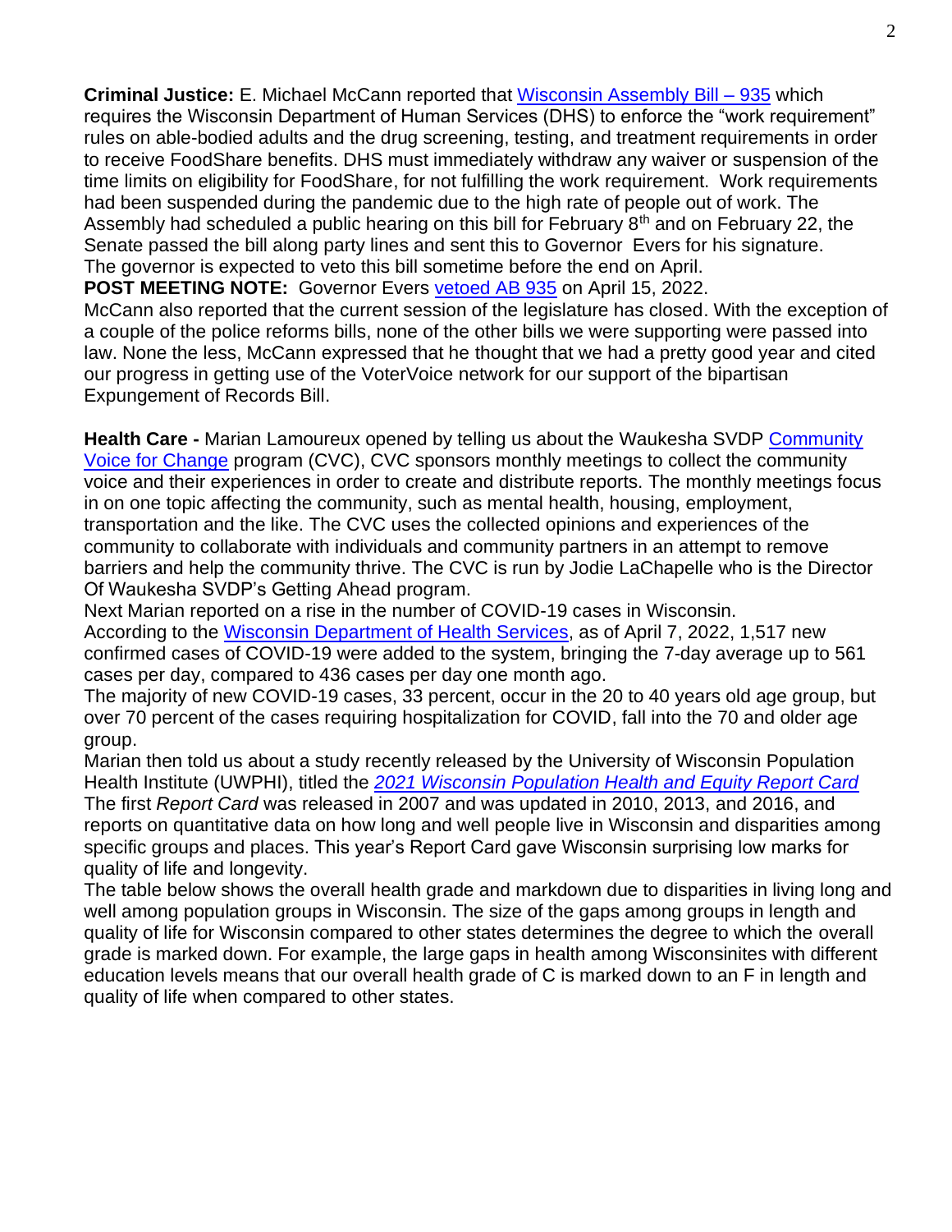**Criminal Justice:** E. Michael McCann reported that Wisconsin Assembly Bill – 935 which requires the Wisconsin Department of Human Services (DHS) to enforce the "work requirement" rules on able-bodied adults and the drug screening, testing, and treatment requirements in order to receive FoodShare benefits. DHS must immediately withdraw any waiver or suspension of the time limits on eligibility for FoodShare, for not fulfilling the work requirement. Work requirements had been suspended during the pandemic due to the high rate of people out of work. The Assembly had scheduled a public hearing on this bill for February 8th and on February 22, the Senate passed the bill along party lines and sent this to Governor Evers for his signature. The governor is expected to veto this bill sometime before the end on April.

**POST MEETING NOTE:** Governor Evers vetoed AB 935 on April 15, 2022.

McCann also reported that the current session of the legislature has closed. With the exception of a couple of the police reforms bills, none of the other bills we were supporting were passed into law. None the less, McCann expressed that he thought that we had a pretty good year and cited our progress in getting use of the VoterVoice network for our support of the bipartisan Expungement of Records Bill.

**Health Care -** Marian Lamoureux opened by telling us about the Waukesha SVDP Community Voice for Change program (CVC), CVC sponsors monthly meetings to collect the community voice and their experiences in order to create and distribute reports. The monthly meetings focus in on one topic affecting the community, such as mental health, housing, employment, transportation and the like. The CVC uses the collected opinions and experiences of the community to collaborate with individuals and community partners in an attempt to remove barriers and help the community thrive. The CVC is run by Jodie LaChapelle who is the Director Of Waukesha SVDP's Getting Ahead program.

Next Marian reported on a rise in the number of COVID-19 cases in Wisconsin.

According to the Wisconsin Department of Health Services, as of April 7, 2022, 1,517 new confirmed cases of COVID-19 were added to the system, bringing the 7-day average up to 561 cases per day, compared to 436 cases per day one month ago.

The majority of new COVID-19 cases, 33 percent, occur in the 20 to 40 years old age group, but over 70 percent of the cases requiring hospitalization for COVID, fall into the 70 and older age group.

Marian then told us about a study recently released by the University of Wisconsin Population Health Institute (UWPHI), titled the *2021 Wisconsin Population Health and Equity Report Card*

The first *Report Card* was released in 2007 and was updated in 2010, 2013, and 2016, and reports on quantitative data on how long and well people live in Wisconsin and disparities among specific groups and places. This year's Report Card gave Wisconsin surprising low marks for quality of life and longevity.

The table below shows the overall health grade and markdown due to disparities in living long and well among population groups in Wisconsin. The size of the gaps among groups in length and quality of life for Wisconsin compared to other states determines the degree to which the overall grade is marked down. For example, the large gaps in health among Wisconsinites with different education levels means that our overall health grade of C is marked down to an F in length and quality of life when compared to other states.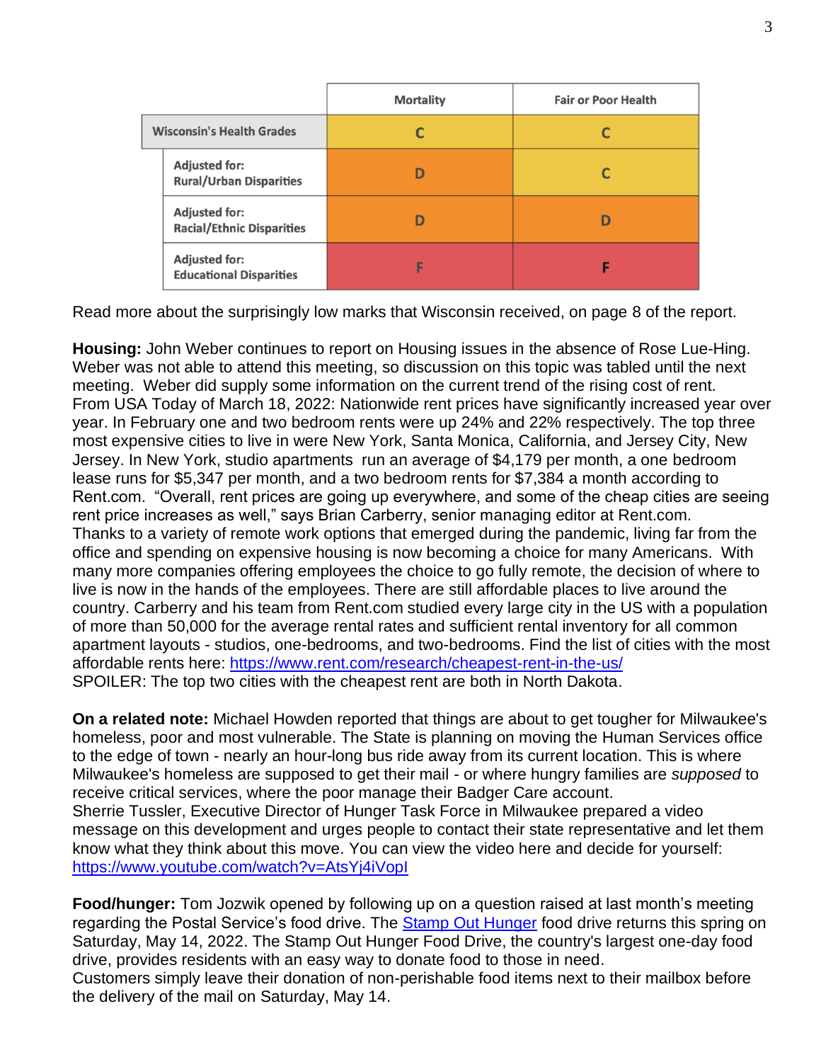| | Mortality | Fair or Poor Health |
|---|---|---|
| Wisconsin's Health Grades | C | C |
| Adjusted for: Rural/Urban Disparities | D | C |
| Adjusted for: Racial/Ethnic Disparities | D | D |
| Adjusted for: Educational Disparities | F | F |

Read more about the surprisingly low marks that Wisconsin received, on page 8 of the report.

**Housing:** John Weber continues to report on Housing issues in the absence of Rose Lue-Hing. Weber was not able to attend this meeting, so discussion on this topic was tabled until the next meeting. Weber did supply some information on the current trend of the rising cost of rent. From USA Today of March 18, 2022: Nationwide rent prices have significantly increased year over year. In February one and two bedroom rents were up 24% and 22% respectively. The top three most expensive cities to live in were New York, Santa Monica, California, and Jersey City, New Jersey. In New York, studio apartments run an average of $4,179 per month, a one bedroom lease runs for $5,347 per month, and a two bedroom rents for $7,384 a month according to Rent.com. "Overall, rent prices are going up everywhere, and some of the cheap cities are seeing rent price increases as well," says Brian Carberry, senior managing editor at Rent.com. Thanks to a variety of remote work options that emerged during the pandemic, living far from the office and spending on expensive housing is now becoming a choice for many Americans. With many more companies offering employees the choice to go fully remote, the decision of where to live is now in the hands of the employees. There are still affordable places to live around the country. Carberry and his team from Rent.com studied every large city in the US with a population of more than 50,000 for the average rental rates and sufficient rental inventory for all common apartment layouts - studios, one-bedrooms, and two-bedrooms. Find the list of cities with the most affordable rents here: https://www.rent.com/research/cheapest-rent-in-the-us/
SPOILER: The top two cities with the cheapest rent are both in North Dakota.

**On a related note:** Michael Howden reported that things are about to get tougher for Milwaukee's homeless, poor and most vulnerable. The State is planning on moving the Human Services office to the edge of town - nearly an hour-long bus ride away from its current location. This is where Milwaukee's homeless are supposed to get their mail - or where hungry families are *supposed* to receive critical services, where the poor manage their Badger Care account.
Sherrie Tussler, Executive Director of Hunger Task Force in Milwaukee prepared a video message on this development and urges people to contact their state representative and let them know what they think about this move. You can view the video here and decide for yourself: https://www.youtube.com/watch?v=AtsYj4iVopI

**Food/hunger:** Tom Jozwik opened by following up on a question raised at last month's meeting regarding the Postal Service's food drive. The Stamp Out Hunger food drive returns this spring on Saturday, May 14, 2022. The Stamp Out Hunger Food Drive, the country's largest one-day food drive, provides residents with an easy way to donate food to those in need.
Customers simply leave their donation of non-perishable food items next to their mailbox before the delivery of the mail on Saturday, May 14.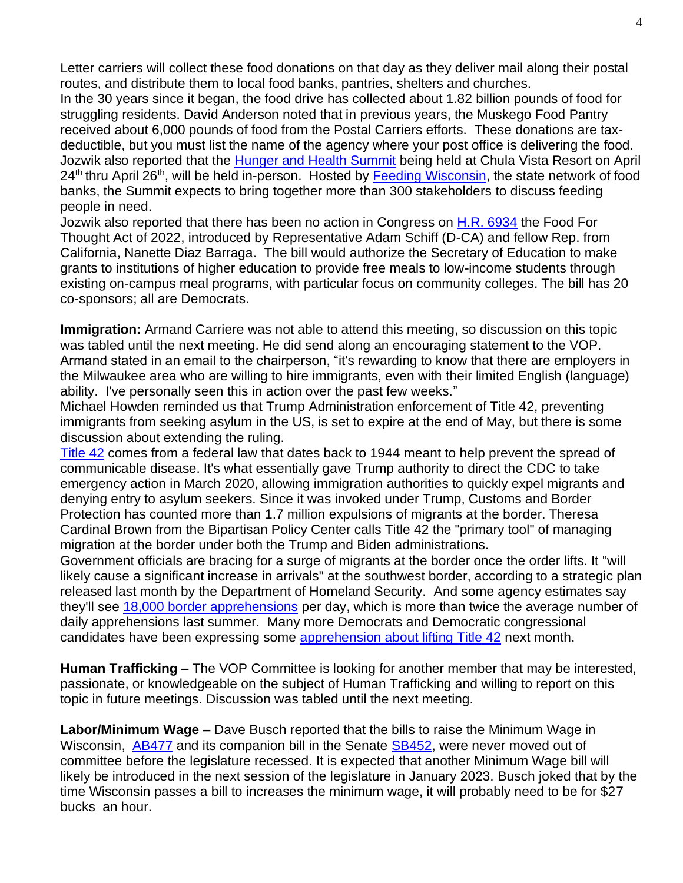Letter carriers will collect these food donations on that day as they deliver mail along their postal routes, and distribute them to local food banks, pantries, shelters and churches.
In the 30 years since it began, the food drive has collected about 1.82 billion pounds of food for struggling residents. David Anderson noted that in previous years, the Muskego Food Pantry received about 6,000 pounds of food from the Postal Carriers efforts. These donations are tax-deductible, but you must list the name of the agency where your post office is delivering the food.
Jozwik also reported that the Hunger and Health Summit being held at Chula Vista Resort on April 24th thru April 26th, will be held in-person. Hosted by Feeding Wisconsin, the state network of food banks, the Summit expects to bring together more than 300 stakeholders to discuss feeding people in need.
Jozwik also reported that there has been no action in Congress on H.R. 6934 the Food For Thought Act of 2022, introduced by Representative Adam Schiff (D-CA) and fellow Rep. from California, Nanette Diaz Barraga. The bill would authorize the Secretary of Education to make grants to institutions of higher education to provide free meals to low-income students through existing on-campus meal programs, with particular focus on community colleges. The bill has 20 co-sponsors; all are Democrats.

**Immigration:** Armand Carriere was not able to attend this meeting, so discussion on this topic was tabled until the next meeting. He did send along an encouraging statement to the VOP. Armand stated in an email to the chairperson, "it's rewarding to know that there are employers in the Milwaukee area who are willing to hire immigrants, even with their limited English (language) ability. I've personally seen this in action over the past few weeks."
Michael Howden reminded us that Trump Administration enforcement of Title 42, preventing immigrants from seeking asylum in the US, is set to expire at the end of May, but there is some discussion about extending the ruling.
Title 42 comes from a federal law that dates back to 1944 meant to help prevent the spread of communicable disease. It's what essentially gave Trump authority to direct the CDC to take emergency action in March 2020, allowing immigration authorities to quickly expel migrants and denying entry to asylum seekers. Since it was invoked under Trump, Customs and Border Protection has counted more than 1.7 million expulsions of migrants at the border. Theresa Cardinal Brown from the Bipartisan Policy Center calls Title 42 the "primary tool" of managing migration at the border under both the Trump and Biden administrations.
Government officials are bracing for a surge of migrants at the border once the order lifts. It "will likely cause a significant increase in arrivals" at the southwest border, according to a strategic plan released last month by the Department of Homeland Security. And some agency estimates say they'll see 18,000 border apprehensions per day, which is more than twice the average number of daily apprehensions last summer. Many more Democrats and Democratic congressional candidates have been expressing some apprehension about lifting Title 42 next month.

**Human Trafficking –** The VOP Committee is looking for another member that may be interested, passionate, or knowledgeable on the subject of Human Trafficking and willing to report on this topic in future meetings. Discussion was tabled until the next meeting.

**Labor/Minimum Wage –** Dave Busch reported that the bills to raise the Minimum Wage in Wisconsin, AB477 and its companion bill in the Senate SB452, were never moved out of committee before the legislature recessed. It is expected that another Minimum Wage bill will likely be introduced in the next session of the legislature in January 2023. Busch joked that by the time Wisconsin passes a bill to increases the minimum wage, it will probably need to be for $27 bucks an hour.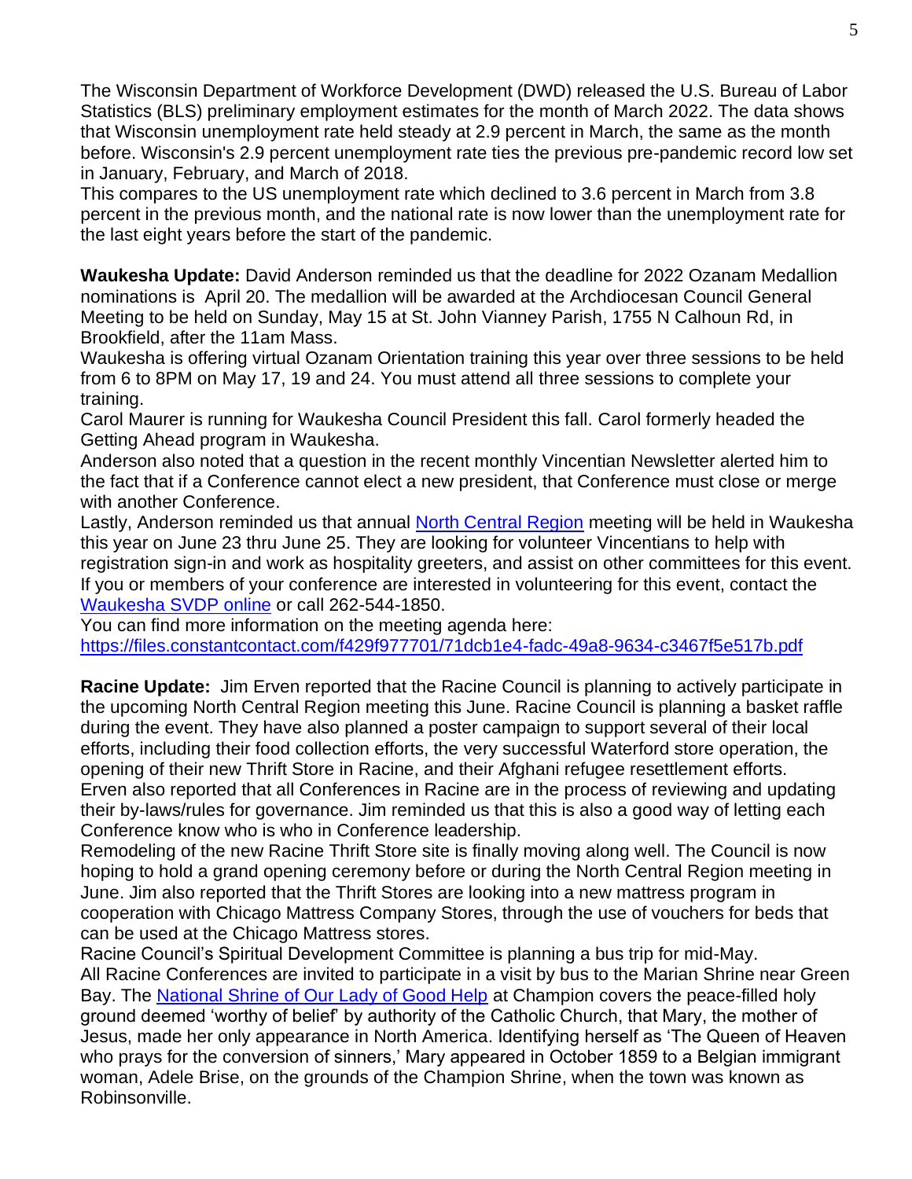The Wisconsin Department of Workforce Development (DWD) released the U.S. Bureau of Labor Statistics (BLS) preliminary employment estimates for the month of March 2022. The data shows that Wisconsin unemployment rate held steady at 2.9 percent in March, the same as the month before. Wisconsin's 2.9 percent unemployment rate ties the previous pre-pandemic record low set in January, February, and March of 2018.
This compares to the US unemployment rate which declined to 3.6 percent in March from 3.8 percent in the previous month, and the national rate is now lower than the unemployment rate for the last eight years before the start of the pandemic.

**Waukesha Update:** David Anderson reminded us that the deadline for 2022 Ozanam Medallion nominations is April 20. The medallion will be awarded at the Archdiocesan Council General Meeting to be held on Sunday, May 15 at St. John Vianney Parish, 1755 N Calhoun Rd, in Brookfield, after the 11am Mass.
Waukesha is offering virtual Ozanam Orientation training this year over three sessions to be held from 6 to 8PM on May 17, 19 and 24. You must attend all three sessions to complete your training.
Carol Maurer is running for Waukesha Council President this fall. Carol formerly headed the Getting Ahead program in Waukesha.
Anderson also noted that a question in the recent monthly Vincentian Newsletter alerted him to the fact that if a Conference cannot elect a new president, that Conference must close or merge with another Conference.
Lastly, Anderson reminded us that annual North Central Region meeting will be held in Waukesha this year on June 23 thru June 25. They are looking for volunteer Vincentians to help with registration sign-in and work as hospitality greeters, and assist on other committees for this event. If you or members of your conference are interested in volunteering for this event, contact the Waukesha SVDP online or call 262-544-1850.
You can find more information on the meeting agenda here:
https://files.constantcontact.com/f429f977701/71dcb1e4-fadc-49a8-9634-c3467f5e517b.pdf

**Racine Update:** Jim Erven reported that the Racine Council is planning to actively participate in the upcoming North Central Region meeting this June. Racine Council is planning a basket raffle during the event. They have also planned a poster campaign to support several of their local efforts, including their food collection efforts, the very successful Waterford store operation, the opening of their new Thrift Store in Racine, and their Afghani refugee resettlement efforts.
Erven also reported that all Conferences in Racine are in the process of reviewing and updating their by-laws/rules for governance. Jim reminded us that this is also a good way of letting each Conference know who is who in Conference leadership.
Remodeling of the new Racine Thrift Store site is finally moving along well. The Council is now hoping to hold a grand opening ceremony before or during the North Central Region meeting in June. Jim also reported that the Thrift Stores are looking into a new mattress program in cooperation with Chicago Mattress Company Stores, through the use of vouchers for beds that can be used at the Chicago Mattress stores.
Racine Council's Spiritual Development Committee is planning a bus trip for mid-May.
All Racine Conferences are invited to participate in a visit by bus to the Marian Shrine near Green Bay. The National Shrine of Our Lady of Good Help at Champion covers the peace-filled holy ground deemed 'worthy of belief' by authority of the Catholic Church, that Mary, the mother of Jesus, made her only appearance in North America. Identifying herself as 'The Queen of Heaven who prays for the conversion of sinners,' Mary appeared in October 1859 to a Belgian immigrant woman, Adele Brise, on the grounds of the Champion Shrine, when the town was known as Robinsonville.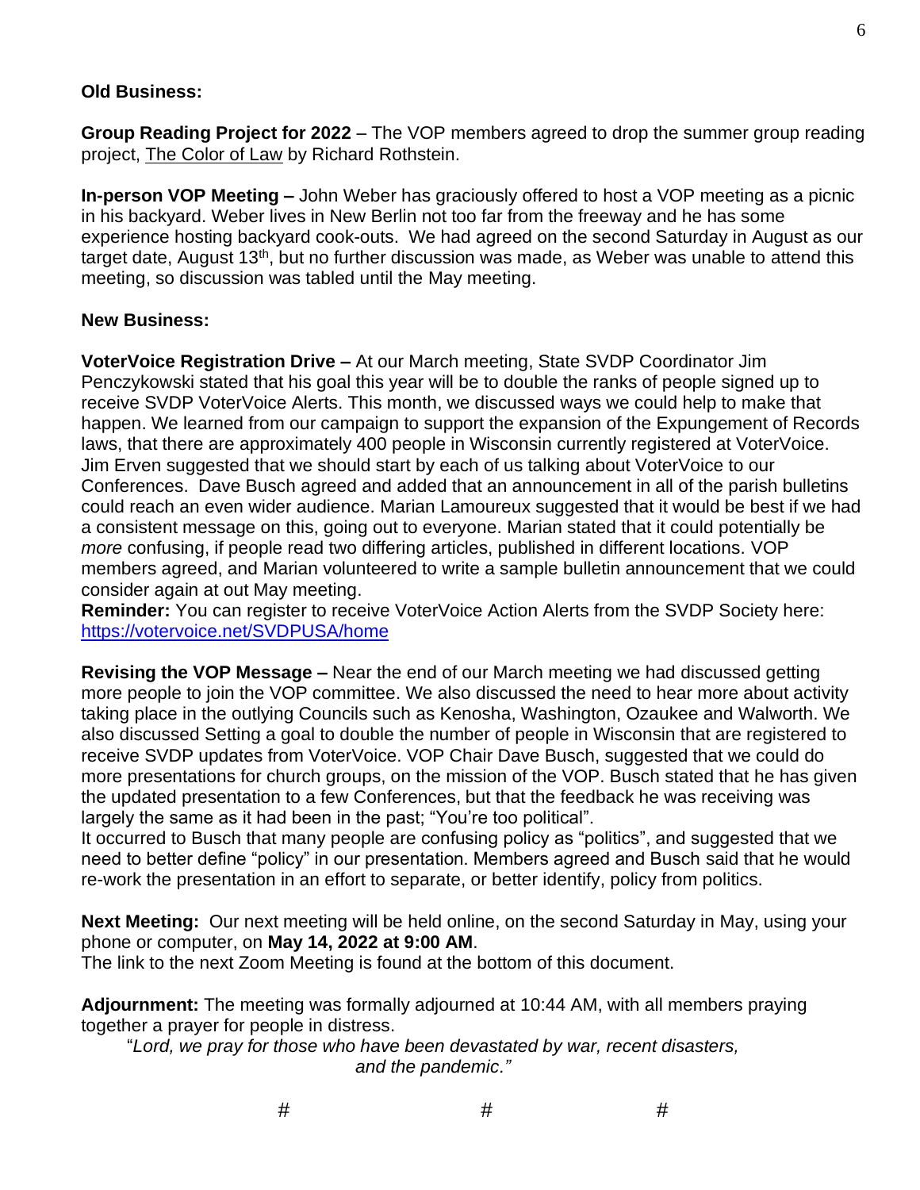**Old Business:**

**Group Reading Project for 2022** – The VOP members agreed to drop the summer group reading project, The Color of Law by Richard Rothstein.

**In-person VOP Meeting –** John Weber has graciously offered to host a VOP meeting as a picnic in his backyard. Weber lives in New Berlin not too far from the freeway and he has some experience hosting backyard cook-outs. We had agreed on the second Saturday in August as our target date, August 13th, but no further discussion was made, as Weber was unable to attend this meeting, so discussion was tabled until the May meeting.

**New Business:**

**VoterVoice Registration Drive –** At our March meeting, State SVDP Coordinator Jim Penczykowski stated that his goal this year will be to double the ranks of people signed up to receive SVDP VoterVoice Alerts. This month, we discussed ways we could help to make that happen. We learned from our campaign to support the expansion of the Expungement of Records laws, that there are approximately 400 people in Wisconsin currently registered at VoterVoice. Jim Erven suggested that we should start by each of us talking about VoterVoice to our Conferences. Dave Busch agreed and added that an announcement in all of the parish bulletins could reach an even wider audience. Marian Lamoureux suggested that it would be best if we had a consistent message on this, going out to everyone. Marian stated that it could potentially be *more* confusing, if people read two differing articles, published in different locations. VOP members agreed, and Marian volunteered to write a sample bulletin announcement that we could consider again at out May meeting.
**Reminder:** You can register to receive VoterVoice Action Alerts from the SVDP Society here: https://votervoice.net/SVDPUSA/home

**Revising the VOP Message –** Near the end of our March meeting we had discussed getting more people to join the VOP committee. We also discussed the need to hear more about activity taking place in the outlying Councils such as Kenosha, Washington, Ozaukee and Walworth. We also discussed Setting a goal to double the number of people in Wisconsin that are registered to receive SVDP updates from VoterVoice. VOP Chair Dave Busch, suggested that we could do more presentations for church groups, on the mission of the VOP. Busch stated that he has given the updated presentation to a few Conferences, but that the feedback he was receiving was largely the same as it had been in the past; "You're too political".
It occurred to Busch that many people are confusing policy as "politics", and suggested that we need to better define "policy" in our presentation. Members agreed and Busch said that he would re-work the presentation in an effort to separate, or better identify, policy from politics.

**Next Meeting:** Our next meeting will be held online, on the second Saturday in May, using your phone or computer, on **May 14, 2022 at 9:00 AM**.
The link to the next Zoom Meeting is found at the bottom of this document.

**Adjournment:** The meeting was formally adjourned at 10:44 AM, with all members praying together a prayer for people in distress.

"*Lord, we pray for those who have been devastated by war, recent disasters, and the pandemic."*

#    #    #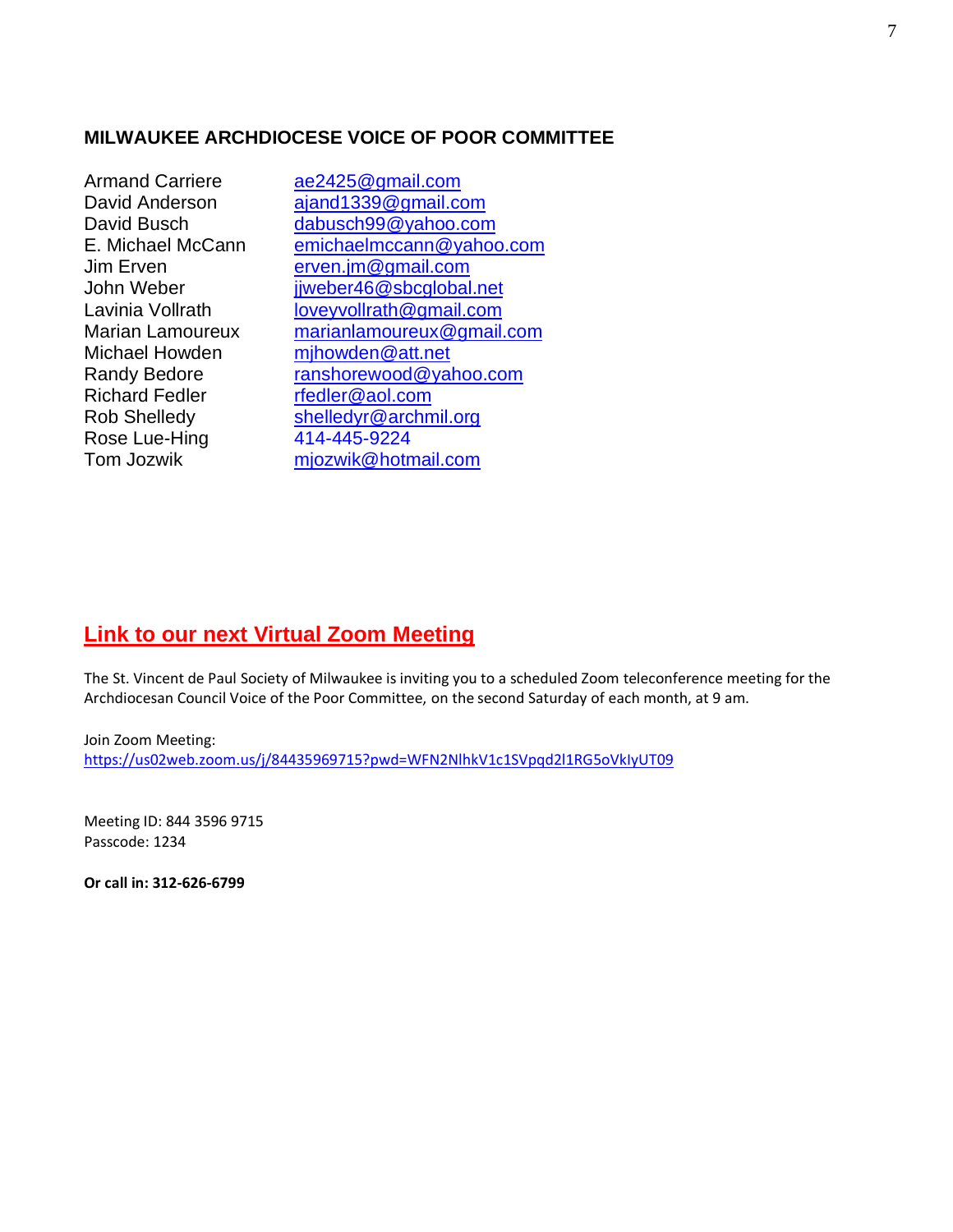## MILWAUKEE ARCHDIOCESE VOICE OF POOR COMMITTEE

| | |
|---|---|
| Armand Carriere | ae2425@gmail.com |
| David Anderson | ajand1339@gmail.com |
| David Busch | dabusch99@yahoo.com |
| E. Michael McCann | emichaelmccann@yahoo.com |
| Jim Erven | erven.jm@gmail.com |
| John Weber | jjweber46@sbcglobal.net |
| Lavinia Vollrath | loveyvollrath@gmail.com |
| Marian Lamoureux | marianlamoureux@gmail.com |
| Michael Howden | mjhowden@att.net |
| Randy Bedore | ranshorewood@yahoo.com |
| Richard Fedler | rfedler@aol.com |
| Rob Shelledy | shelledyr@archmil.org |
| Rose Lue-Hing | 414-445-9224 |
| Tom Jozwik | mjozwik@hotmail.com |

## Link to our next Virtual Zoom Meeting

The St. Vincent de Paul Society of Milwaukee is inviting you to a scheduled Zoom teleconference meeting for the Archdiocesan Council Voice of the Poor Committee, on the second Saturday of each month, at 9 am.

Join Zoom Meeting:
https://us02web.zoom.us/j/84435969715?pwd=WFN2NlhkV1c1SVpqd2l1RG5oVklyUT09

Meeting ID: 844 3596 9715
Passcode: 1234

**Or call in: 312-626-6799**